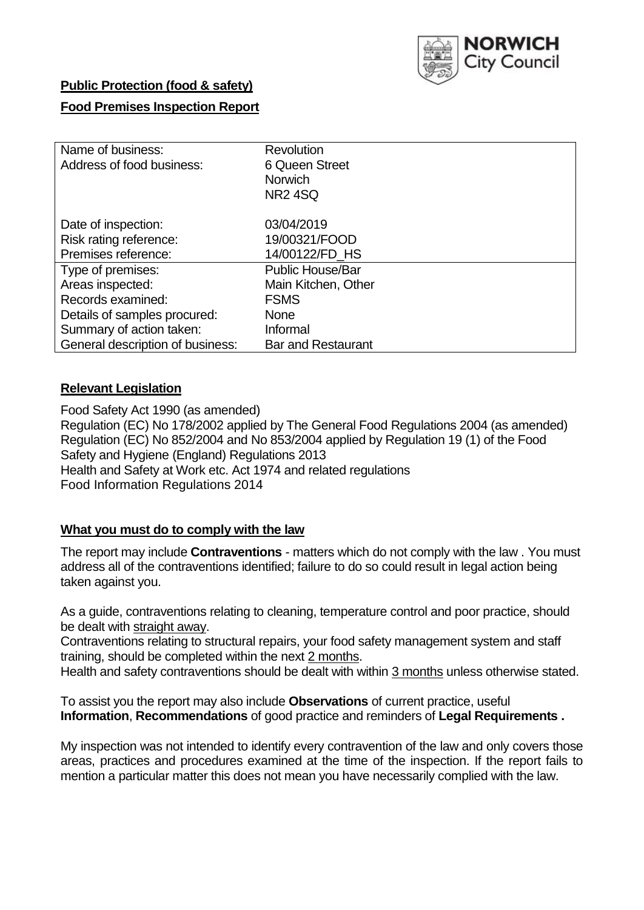**Public Protection (food & safety)**

**Food Premises Inspection Report**

| Name of business: | Revolution |
|---|---|
| Address of food business: | 6 Queen Street<br>Norwich<br>NR2 4SQ |
| Date of inspection: | 03/04/2019 |
| Risk rating reference: | 19/00321/FOOD |
| Premises reference: | 14/00122/FD_HS |
| Type of premises: | Public House/Bar |
| Areas inspected: | Main Kitchen, Other |
| Records examined: | FSMS |
| Details of samples procured: | None |
| Summary of action taken: | Informal |
| General description of business: | Bar and Restaurant |

## **Relevant Legislation**

Food Safety Act 1990 (as amended)
Regulation (EC) No 178/2002 applied by The General Food Regulations 2004 (as amended)
Regulation (EC) No 852/2004 and No 853/2004 applied by Regulation 19 (1) of the Food Safety and Hygiene (England) Regulations 2013
Health and Safety at Work etc. Act 1974 and related regulations
Food Information Regulations 2014

## **What you must do to comply with the law**

The report may include **Contraventions** - matters which do not comply with the law . You must address all of the contraventions identified; failure to do so could result in legal action being taken against you.

As a guide, contraventions relating to cleaning, temperature control and poor practice, should be dealt with straight away.
Contraventions relating to structural repairs, your food safety management system and staff training, should be completed within the next 2 months.
Health and safety contraventions should be dealt with within 3 months unless otherwise stated.

To assist you the report may also include **Observations** of current practice, useful **Information**, **Recommendations** of good practice and reminders of **Legal Requirements .**

My inspection was not intended to identify every contravention of the law and only covers those areas, practices and procedures examined at the time of the inspection. If the report fails to mention a particular matter this does not mean you have necessarily complied with the law.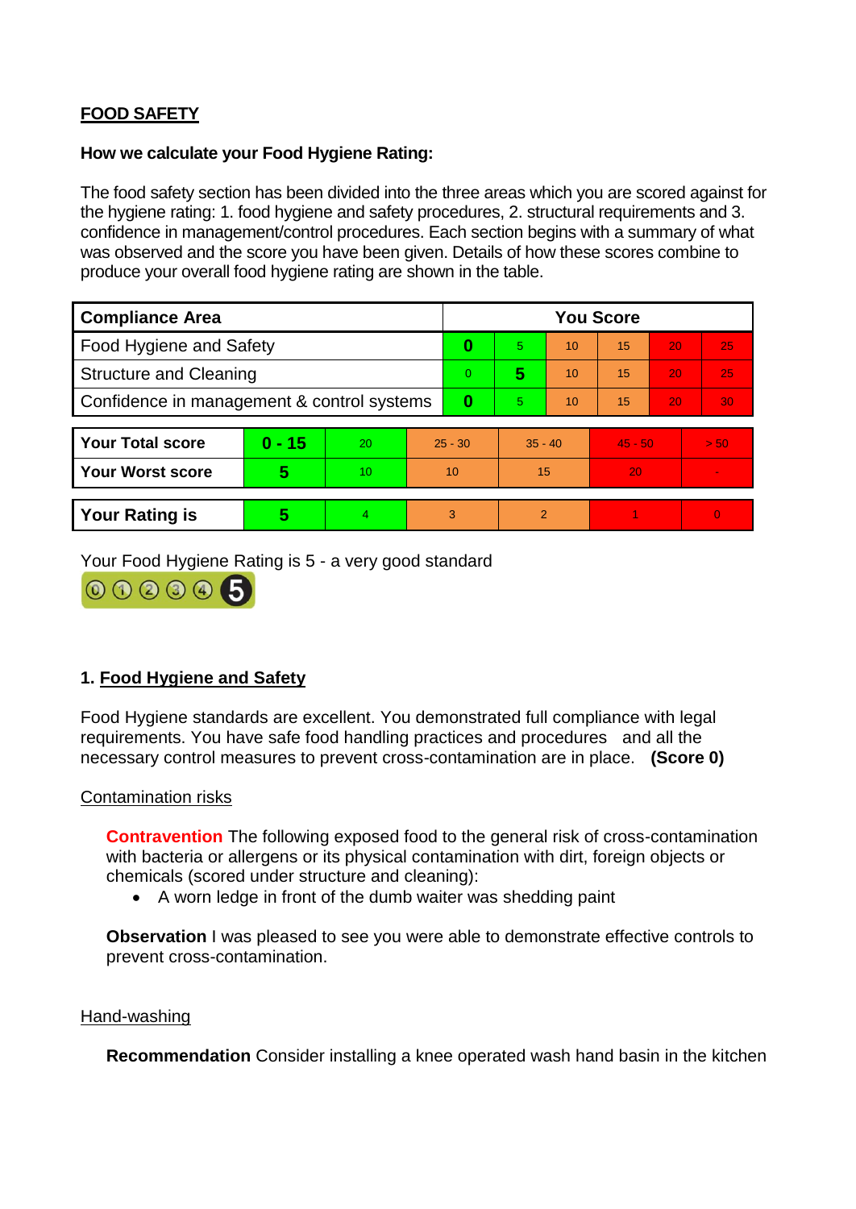## FOOD SAFETY

**How we calculate your Food Hygiene Rating:**

The food safety section has been divided into the three areas which you are scored against for the hygiene rating: 1. food hygiene and safety procedures, 2. structural requirements and 3. confidence in management/control procedures. Each section begins with a summary of what was observed and the score you have been given. Details of how these scores combine to produce your overall food hygiene rating are shown in the table.

| Compliance Area | You Score | | | | | |
|---|---|---|---|---|---|---|
| Food Hygiene and Safety | **0** | 5 | 10 | 15 | 20 | 25 |
| Structure and Cleaning | 0 | **5** | 10 | 15 | 20 | 25 |
| Confidence in management & control systems | **0** | 5 | 10 | 15 | 20 | 30 |

| | | | | | | |
|---|---|---|---|---|---|---|
| **Your Total score** | **0 - 15** | 20 | 25 - 30 | 35 - 40 | 45 - 50 | > 50 |
| **Your Worst score** | **5** | 10 | 10 | 15 | 20 | - |

| | | | | | | |
|---|---|---|---|---|---|---|
| **Your Rating is** | **5** | 4 | 3 | 2 | 1 | 0 |

Your Food Hygiene Rating is 5 - a very good standard

### 1. Food Hygiene and Safety

Food Hygiene standards are excellent. You demonstrated full compliance with legal requirements. You have safe food handling practices and procedures and all the necessary control measures to prevent cross-contamination are in place. **(Score 0)**

Contamination risks

**Contravention** The following exposed food to the general risk of cross-contamination with bacteria or allergens or its physical contamination with dirt, foreign objects or chemicals (scored under structure and cleaning):

- A worn ledge in front of the dumb waiter was shedding paint

**Observation** I was pleased to see you were able to demonstrate effective controls to prevent cross-contamination.

Hand-washing

**Recommendation** Consider installing a knee operated wash hand basin in the kitchen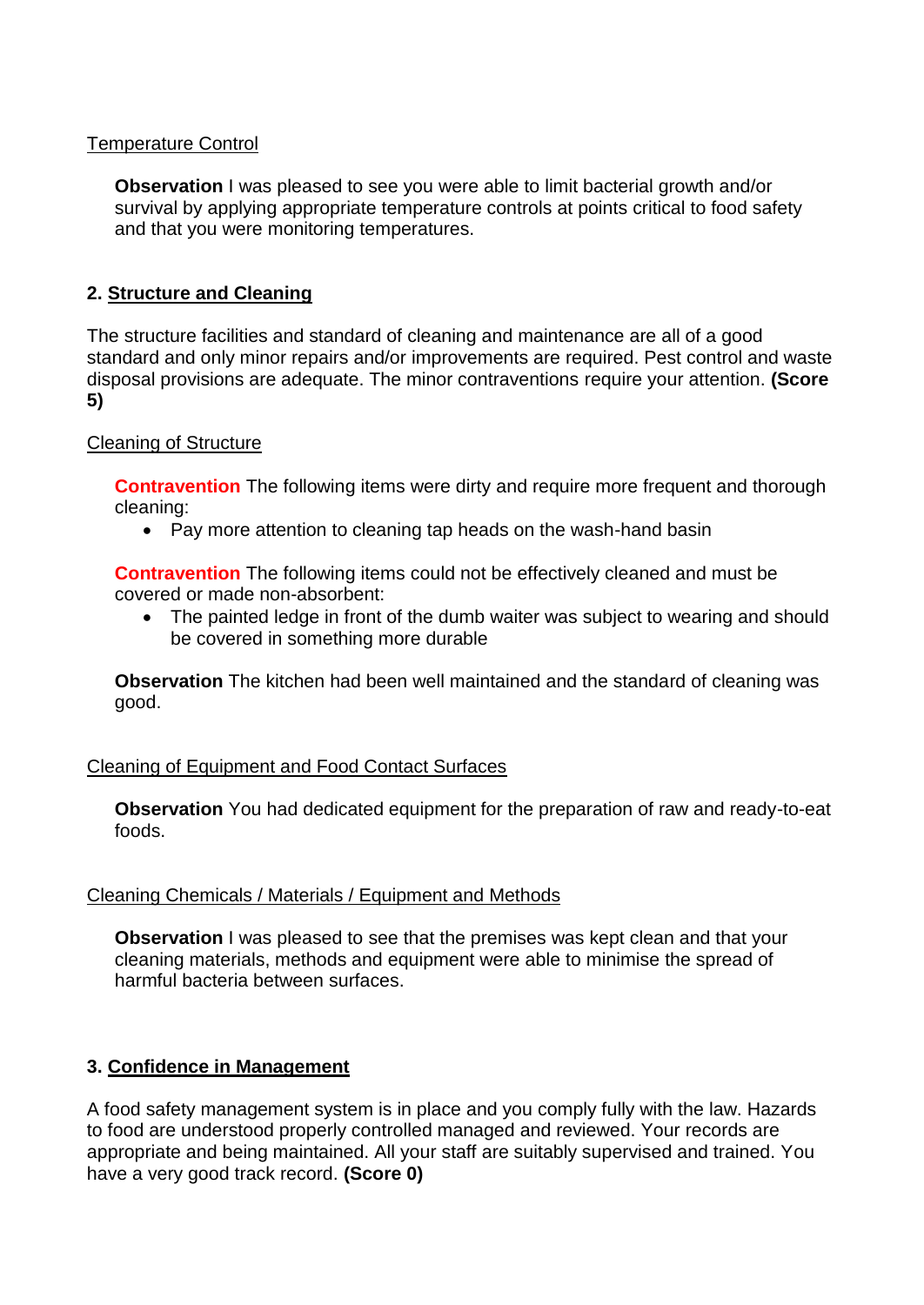Temperature Control

**Observation** I was pleased to see you were able to limit bacterial growth and/or survival by applying appropriate temperature controls at points critical to food safety and that you were monitoring temperatures.

## 2. Structure and Cleaning

The structure facilities and standard of cleaning and maintenance are all of a good standard and only minor repairs and/or improvements are required. Pest control and waste disposal provisions are adequate. The minor contraventions require your attention. **(Score 5)**

Cleaning of Structure

**Contravention** The following items were dirty and require more frequent and thorough cleaning:

- Pay more attention to cleaning tap heads on the wash-hand basin

**Contravention** The following items could not be effectively cleaned and must be covered or made non-absorbent:

- The painted ledge in front of the dumb waiter was subject to wearing and should be covered in something more durable

**Observation** The kitchen had been well maintained and the standard of cleaning was good.

Cleaning of Equipment and Food Contact Surfaces

**Observation** You had dedicated equipment for the preparation of raw and ready-to-eat foods.

Cleaning Chemicals / Materials / Equipment and Methods

**Observation** I was pleased to see that the premises was kept clean and that your cleaning materials, methods and equipment were able to minimise the spread of harmful bacteria between surfaces.

## 3. Confidence in Management

A food safety management system is in place and you comply fully with the law. Hazards to food are understood properly controlled managed and reviewed. Your records are appropriate and being maintained. All your staff are suitably supervised and trained. You have a very good track record. **(Score 0)**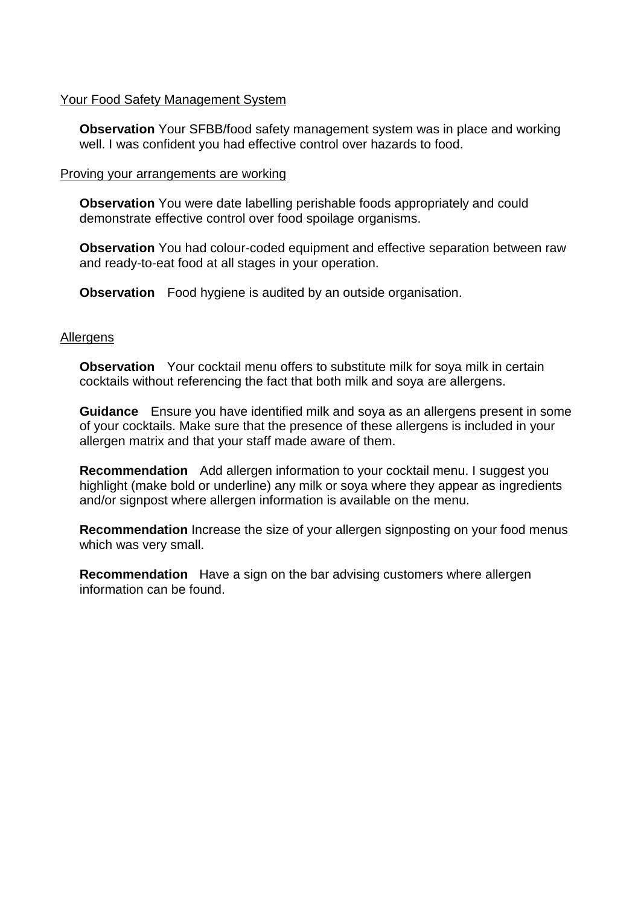Your Food Safety Management System

**Observation** Your SFBB/food safety management system was in place and working well. I was confident you had effective control over hazards to food.

Proving your arrangements are working

**Observation** You were date labelling perishable foods appropriately and could demonstrate effective control over food spoilage organisms.

**Observation** You had colour-coded equipment and effective separation between raw and ready-to-eat food at all stages in your operation.

**Observation** Food hygiene is audited by an outside organisation.

Allergens

**Observation** Your cocktail menu offers to substitute milk for soya milk in certain cocktails without referencing the fact that both milk and soya are allergens.

**Guidance** Ensure you have identified milk and soya as an allergens present in some of your cocktails. Make sure that the presence of these allergens is included in your allergen matrix and that your staff made aware of them.

**Recommendation** Add allergen information to your cocktail menu. I suggest you highlight (make bold or underline) any milk or soya where they appear as ingredients and/or signpost where allergen information is available on the menu.

**Recommendation** Increase the size of your allergen signposting on your food menus which was very small.

**Recommendation** Have a sign on the bar advising customers where allergen information can be found.